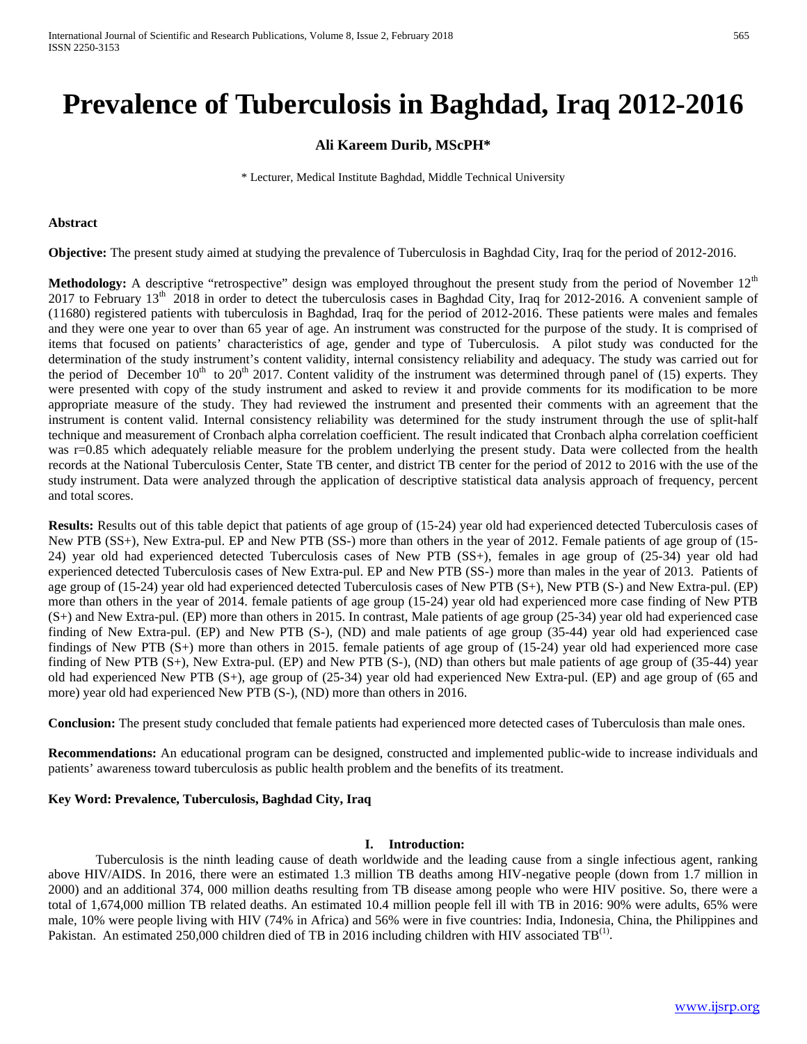# Prevalence of Tuberculosis in Baghdad, Iraq 2012-2016

**Ali Kareem Durib, MScPH***

\* Lecturer, Medical Institute Baghdad, Middle Technical University

**Abstract**

**Objective:** The present study aimed at studying the prevalence of Tuberculosis in Baghdad City, Iraq for the period of 2012-2016.

**Methodology:** A descriptive "retrospective" design was employed throughout the present study from the period of November 12th 2017 to February 13th 2018 in order to detect the tuberculosis cases in Baghdad City, Iraq for 2012-2016. A convenient sample of (11680) registered patients with tuberculosis in Baghdad, Iraq for the period of 2012-2016. These patients were males and females and they were one year to over than 65 year of age. An instrument was constructed for the purpose of the study. It is comprised of items that focused on patients' characteristics of age, gender and type of Tuberculosis. A pilot study was conducted for the determination of the study instrument's content validity, internal consistency reliability and adequacy. The study was carried out for the period of December 10th to 20th 2017. Content validity of the instrument was determined through panel of (15) experts. They were presented with copy of the study instrument and asked to review it and provide comments for its modification to be more appropriate measure of the study. They had reviewed the instrument and presented their comments with an agreement that the instrument is content valid. Internal consistency reliability was determined for the study instrument through the use of split-half technique and measurement of Cronbach alpha correlation coefficient. The result indicated that Cronbach alpha correlation coefficient was r=0.85 which adequately reliable measure for the problem underlying the present study. Data were collected from the health records at the National Tuberculosis Center, State TB center, and district TB center for the period of 2012 to 2016 with the use of the study instrument. Data were analyzed through the application of descriptive statistical data analysis approach of frequency, percent and total scores.

**Results:** Results out of this table depict that patients of age group of (15-24) year old had experienced detected Tuberculosis cases of New PTB (SS+), New Extra-pul. EP and New PTB (SS-) more than others in the year of 2012. Female patients of age group of (15-24) year old had experienced detected Tuberculosis cases of New PTB (SS+), females in age group of (25-34) year old had experienced detected Tuberculosis cases of New Extra-pul. EP and New PTB (SS-) more than males in the year of 2013. Patients of age group of (15-24) year old had experienced detected Tuberculosis cases of New PTB (S+), New PTB (S-) and New Extra-pul. (EP) more than others in the year of 2014. female patients of age group (15-24) year old had experienced more case finding of New PTB (S+) and New Extra-pul. (EP) more than others in 2015. In contrast, Male patients of age group (25-34) year old had experienced case finding of New Extra-pul. (EP) and New PTB (S-), (ND) and male patients of age group (35-44) year old had experienced case findings of New PTB (S+) more than others in 2015. female patients of age group of (15-24) year old had experienced more case finding of New PTB (S+), New Extra-pul. (EP) and New PTB (S-), (ND) than others but male patients of age group of (35-44) year old had experienced New PTB (S+), age group of (25-34) year old had experienced New Extra-pul. (EP) and age group of (65 and more) year old had experienced New PTB (S-), (ND) more than others in 2016.

**Conclusion:** The present study concluded that female patients had experienced more detected cases of Tuberculosis than male ones.

**Recommendations:** An educational program can be designed, constructed and implemented public-wide to increase individuals and patients' awareness toward tuberculosis as public health problem and the benefits of its treatment.

**Key Word: Prevalence, Tuberculosis, Baghdad City, Iraq**

## I. Introduction:

Tuberculosis is the ninth leading cause of death worldwide and the leading cause from a single infectious agent, ranking above HIV/AIDS. In 2016, there were an estimated 1.3 million TB deaths among HIV-negative people (down from 1.7 million in 2000) and an additional 374, 000 million deaths resulting from TB disease among people who were HIV positive. So, there were a total of 1,674,000 million TB related deaths. An estimated 10.4 million people fell ill with TB in 2016: 90% were adults, 65% were male, 10% were people living with HIV (74% in Africa) and 56% were in five countries: India, Indonesia, China, the Philippines and Pakistan. An estimated 250,000 children died of TB in 2016 including children with HIV associated TB(1).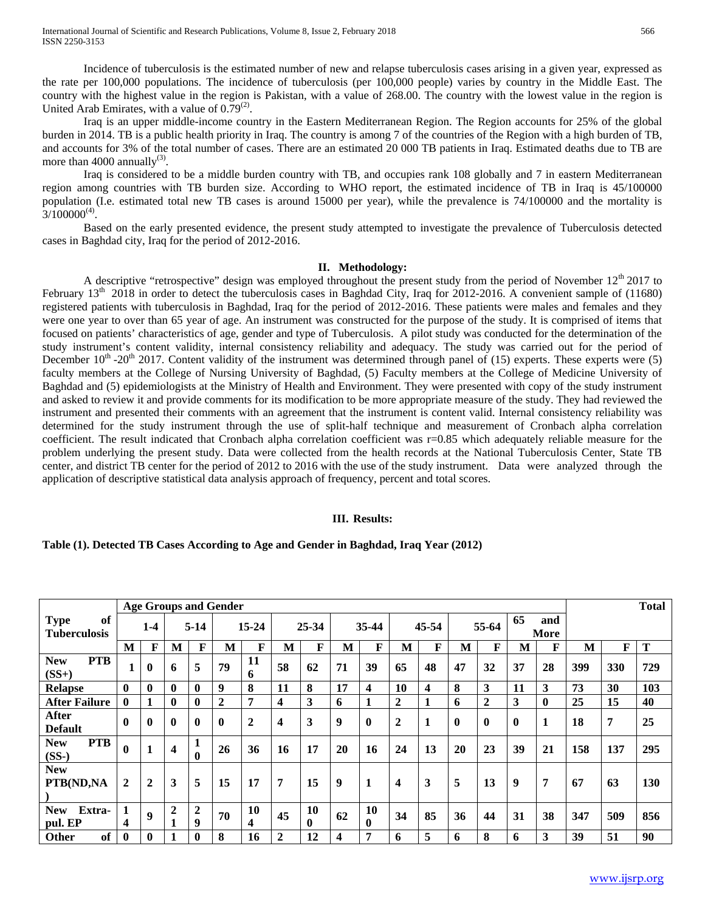Incidence of tuberculosis is the estimated number of new and relapse tuberculosis cases arising in a given year, expressed as the rate per 100,000 populations. The incidence of tuberculosis (per 100,000 people) varies by country in the Middle East. The country with the highest value in the region is Pakistan, with a value of 268.00. The country with the lowest value in the region is United Arab Emirates, with a value of 0.79[2].

Iraq is an upper middle-income country in the Eastern Mediterranean Region. The Region accounts for 25% of the global burden in 2014. TB is a public health priority in Iraq. The country is among 7 of the countries of the Region with a high burden of TB, and accounts for 3% of the total number of cases. There are an estimated 20 000 TB patients in Iraq. Estimated deaths due to TB are more than 4000 annually[3].

Iraq is considered to be a middle burden country with TB, and occupies rank 108 globally and 7 in eastern Mediterranean region among countries with TB burden size. According to WHO report, the estimated incidence of TB in Iraq is 45/100000 population (I.e. estimated total new TB cases is around 15000 per year), while the prevalence is 74/100000 and the mortality is 3/100000[4].

Based on the early presented evidence, the present study attempted to investigate the prevalence of Tuberculosis detected cases in Baghdad city, Iraq for the period of 2012-2016.

## II. Methodology:

A descriptive "retrospective" design was employed throughout the present study from the period of November 12th 2017 to February 13th 2018 in order to detect the tuberculosis cases in Baghdad City, Iraq for 2012-2016. A convenient sample of (11680) registered patients with tuberculosis in Baghdad, Iraq for the period of 2012-2016. These patients were males and females and they were one year to over than 65 year of age. An instrument was constructed for the purpose of the study. It is comprised of items that focused on patients' characteristics of age, gender and type of Tuberculosis. A pilot study was conducted for the determination of the study instrument's content validity, internal consistency reliability and adequacy. The study was carried out for the period of December 10th -20th 2017. Content validity of the instrument was determined through panel of (15) experts. These experts were (5) faculty members at the College of Nursing University of Baghdad, (5) Faculty members at the College of Medicine University of Baghdad and (5) epidemiologists at the Ministry of Health and Environment. They were presented with copy of the study instrument and asked to review it and provide comments for its modification to be more appropriate measure of the study. They had reviewed the instrument and presented their comments with an agreement that the instrument is content valid. Internal consistency reliability was determined for the study instrument through the use of split-half technique and measurement of Cronbach alpha correlation coefficient. The result indicated that Cronbach alpha correlation coefficient was r=0.85 which adequately reliable measure for the problem underlying the present study. Data were collected from the health records at the National Tuberculosis Center, State TB center, and district TB center for the period of 2012 to 2016 with the use of the study instrument. Data were analyzed through the application of descriptive statistical data analysis approach of frequency, percent and total scores.

## III. Results:

**Table (1). Detected TB Cases According to Age and Gender in Baghdad, Iraq Year (2012)**

| Type of Tuberculosis | Age Groups and Gender | | | | | | | | | | | | | | | | Total | | |
|---|---|---|---|---|---|---|---|---|---|---|---|---|---|---|---|---|---|---|---|
| | 1-4 | | 5-14 | | 15-24 | | 25-34 | | 35-44 | | 45-54 | | 55-64 | | 65 and More | | | | |
| | M | F | M | F | M | F | M | F | M | F | M | F | M | F | M | F | M | F | T |
| New PTB (SS+) | 1 | 0 | 6 | 5 | 79 | 116 | 58 | 62 | 71 | 39 | 65 | 48 | 47 | 32 | 37 | 28 | 399 | 330 | 729 |
| Relapse | 0 | 0 | 0 | 0 | 9 | 8 | 11 | 8 | 17 | 4 | 10 | 4 | 8 | 3 | 11 | 3 | 73 | 30 | 103 |
| After Failure | 0 | 1 | 0 | 0 | 2 | 7 | 4 | 3 | 6 | 1 | 2 | 1 | 6 | 2 | 3 | 0 | 25 | 15 | 40 |
| After Default | 0 | 0 | 0 | 0 | 0 | 2 | 4 | 3 | 9 | 0 | 2 | 1 | 0 | 0 | 0 | 1 | 18 | 7 | 25 |
| New PTB (SS-) | 0 | 1 | 4 | 10 | 26 | 36 | 16 | 17 | 20 | 16 | 24 | 13 | 20 | 23 | 39 | 21 | 158 | 137 | 295 |
| New PTB(ND,NA) | 2 | 2 | 3 | 5 | 15 | 17 | 7 | 15 | 9 | 1 | 4 | 3 | 5 | 13 | 9 | 7 | 67 | 63 | 130 |
| New Extra-pul. EP | 14 | 9 | 21 | 29 | 70 | 104 | 45 | 100 | 62 | 100 | 34 | 85 | 36 | 44 | 31 | 38 | 347 | 509 | 856 |
| Other of | 0 | 0 | 1 | 0 | 8 | 16 | 2 | 12 | 4 | 7 | 6 | 5 | 6 | 8 | 6 | 3 | 39 | 51 | 90 |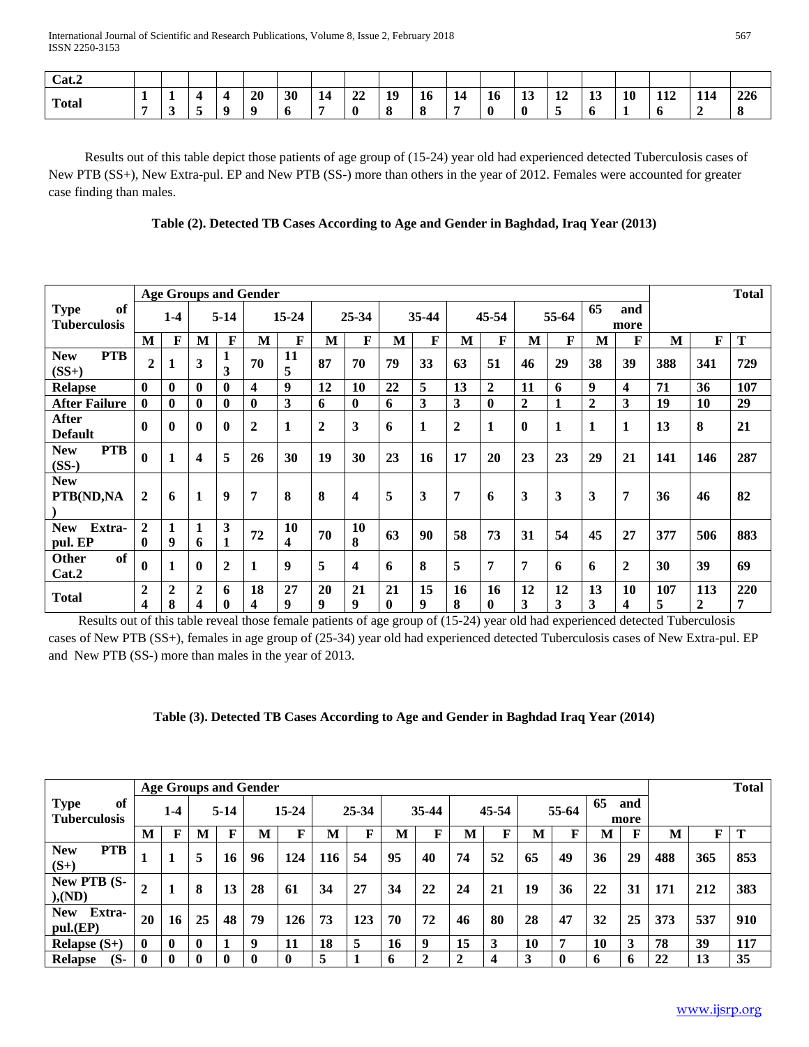| Cat.2 | | | | | | | | | | | | | | | | | | | |
|---|---|---|---|---|---|---|---|---|---|---|---|---|---|---|---|---|---|---|---|
| **Total** | **17** | **13** | **45** | **49** | **209** | **306** | **147** | **220** | **198** | **168** | **147** | **160** | **130** | **125** | **136** | **101** | **1126** | **1142** | **2268** |

Results out of this table depict those patients of age group of (15-24) year old had experienced detected Tuberculosis cases of New PTB (SS+), New Extra-pul. EP and New PTB (SS-) more than others in the year of 2012. Females were accounted for greater case finding than males.

**Table (2). Detected TB Cases According to Age and Gender in Baghdad, Iraq Year (2013)**

| Type of Tuberculosis | Age Groups and Gender | | | | | | | | | | | | | | | | Total | | |
|---|---|---|---|---|---|---|---|---|---|---|---|---|---|---|---|---|---|---|---|
| | 1-4 | | 5-14 | | 15-24 | | 25-34 | | 35-44 | | 45-54 | | 55-64 | | 65 and more | | | | |
| | **M** | **F** | **M** | **F** | **M** | **F** | **M** | **F** | **M** | **F** | **M** | **F** | **M** | **F** | **M** | **F** | **M** | **F** | **T** |
| **New PTB (SS+)** | **2** | **1** | **3** | **13** | **70** | **115** | **87** | **70** | **79** | **33** | **63** | **51** | **46** | **29** | **38** | **39** | **388** | **341** | **729** |
| **Relapse** | **0** | **0** | **0** | **0** | **4** | **9** | **12** | **10** | **22** | **5** | **13** | **2** | **11** | **6** | **9** | **4** | **71** | **36** | **107** |
| **After Failure** | **0** | **0** | **0** | **0** | **0** | **3** | **6** | **0** | **6** | **3** | **3** | **0** | **2** | **1** | **2** | **3** | **19** | **10** | **29** |
| **After Default** | **0** | **0** | **0** | **0** | **2** | **1** | **2** | **3** | **6** | **1** | **2** | **1** | **0** | **1** | **1** | **1** | **13** | **8** | **21** |
| **New PTB (SS-)** | **0** | **1** | **4** | **5** | **26** | **30** | **19** | **30** | **23** | **16** | **17** | **20** | **23** | **23** | **29** | **21** | **141** | **146** | **287** |
| **New PTB(ND,NA)** | **2** | **6** | **1** | **9** | **7** | **8** | **8** | **4** | **5** | **3** | **7** | **6** | **3** | **3** | **3** | **7** | **36** | **46** | **82** |
| **New Extra-pul. EP** | **20** | **19** | **16** | **31** | **72** | **104** | **70** | **108** | **63** | **90** | **58** | **73** | **31** | **54** | **45** | **27** | **377** | **506** | **883** |
| **Other of Cat.2** | **0** | **1** | **0** | **2** | **1** | **9** | **5** | **4** | **6** | **8** | **5** | **7** | **7** | **6** | **6** | **2** | **30** | **39** | **69** |
| **Total** | **24** | **28** | **24** | **60** | **184** | **279** | **209** | **219** | **210** | **159** | **168** | **160** | **123** | **123** | **133** | **104** | **1075** | **1132** | **2207** |

Results out of this table reveal those female patients of age group of (15-24) year old had experienced detected Tuberculosis cases of New PTB (SS+), females in age group of (25-34) year old had experienced detected Tuberculosis cases of New Extra-pul. EP and New PTB (SS-) more than males in the year of 2013.

**Table (3). Detected TB Cases According to Age and Gender in Baghdad Iraq Year (2014)**

| Type of Tuberculosis | Age Groups and Gender | | | | | | | | | | | | | | | | Total | | |
|---|---|---|---|---|---|---|---|---|---|---|---|---|---|---|---|---|---|---|---|
| | 1-4 | | 5-14 | | 15-24 | | 25-34 | | 35-44 | | 45-54 | | 55-64 | | 65 and more | | | | |
| | **M** | **F** | **M** | **F** | **M** | **F** | **M** | **F** | **M** | **F** | **M** | **F** | **M** | **F** | **M** | **F** | **M** | **F** | **T** |
| **New PTB (S+)** | **1** | **1** | **5** | **16** | **96** | **124** | **116** | **54** | **95** | **40** | **74** | **52** | **65** | **49** | **36** | **29** | **488** | **365** | **853** |
| **New PTB (S-),(ND)** | **2** | **1** | **8** | **13** | **28** | **61** | **34** | **27** | **34** | **22** | **24** | **21** | **19** | **36** | **22** | **31** | **171** | **212** | **383** |
| **New Extra-pul.(EP)** | **20** | **16** | **25** | **48** | **79** | **126** | **73** | **123** | **70** | **72** | **46** | **80** | **28** | **47** | **32** | **25** | **373** | **537** | **910** |
| **Relapse (S+)** | **0** | **0** | **0** | **1** | **9** | **11** | **18** | **5** | **16** | **9** | **15** | **3** | **10** | **7** | **10** | **3** | **78** | **39** | **117** |
| **Relapse (S-** | **0** | **0** | **0** | **0** | **0** | **0** | **5** | **1** | **6** | **2** | **2** | **4** | **3** | **0** | **6** | **6** | **22** | **13** | **35** |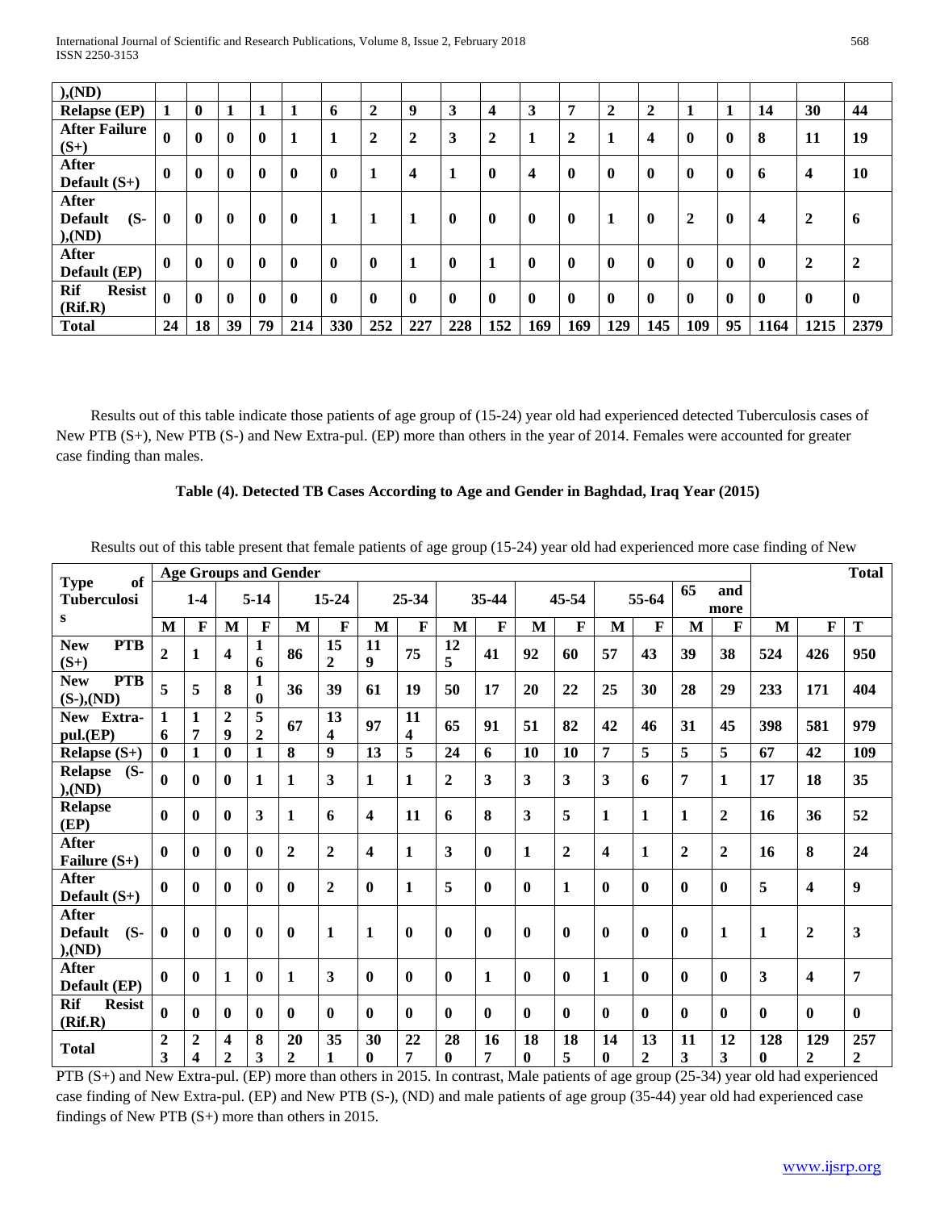| ),(ND) | | | | | | | | | | | | | | | | | | | |
|---|---|---|---|---|---|---|---|---|---|---|---|---|---|---|---|---|---|---|---|
| **Relapse (EP)** | **1** | **0** | **1** | **1** | **1** | **6** | **2** | **9** | **3** | **4** | **3** | **7** | **2** | **2** | **1** | **1** | **14** | **30** | **44** |
| **After Failure (S+)** | **0** | **0** | **0** | **0** | **1** | **1** | **2** | **2** | **3** | **2** | **1** | **2** | **1** | **4** | **0** | **0** | **8** | **11** | **19** |
| **After Default (S+)** | **0** | **0** | **0** | **0** | **0** | **0** | **1** | **4** | **1** | **0** | **4** | **0** | **0** | **0** | **0** | **0** | **6** | **4** | **10** |
| **After Default (S-),(ND)** | **0** | **0** | **0** | **0** | **0** | **1** | **1** | **1** | **0** | **0** | **0** | **0** | **1** | **0** | **2** | **0** | **4** | **2** | **6** |
| **After Default (EP)** | **0** | **0** | **0** | **0** | **0** | **0** | **0** | **1** | **0** | **1** | **0** | **0** | **0** | **0** | **0** | **0** | **0** | **2** | **2** |
| **Rif Resist (Rif.R)** | **0** | **0** | **0** | **0** | **0** | **0** | **0** | **0** | **0** | **0** | **0** | **0** | **0** | **0** | **0** | **0** | **0** | **0** | **0** |
| **Total** | **24** | **18** | **39** | **79** | **214** | **330** | **252** | **227** | **228** | **152** | **169** | **169** | **129** | **145** | **109** | **95** | **1164** | **1215** | **2379** |

Results out of this table indicate those patients of age group of (15-24) year old had experienced detected Tuberculosis cases of New PTB (S+), New PTB (S-) and New Extra-pul. (EP) more than others in the year of 2014. Females were accounted for greater case finding than males.

**Table (4). Detected TB Cases According to Age and Gender in Baghdad, Iraq Year (2015)**

Results out of this table present that female patients of age group (15-24) year old had experienced more case finding of New PTB (S+) and New Extra-pul. (EP) more than others in 2015. In contrast, Male patients of age group (25-34) year old had experienced case finding of New Extra-pul. (EP) and New PTB (S-), (ND) and male patients of age group (35-44) year old had experienced case findings of New PTB (S+) more than others in 2015.

| **Type of Tuberculosis** | **Age Groups and Gender** | | | | | | | | | | | | | | | | **Total** | | |
|---|---|---|---|---|---|---|---|---|---|---|---|---|---|---|---|---|---|---|---|
| | **1-4** | | **5-14** | | **15-24** | | **25-34** | | **35-44** | | **45-54** | | **55-64** | | **65 and more** | | | | |
| | **M** | **F** | **M** | **F** | **M** | **F** | **M** | **F** | **M** | **F** | **M** | **F** | **M** | **F** | **M** | **F** | **M** | **F** | **T** |
| **New PTB (S+)** | **2** | **1** | **4** | **16** | **86** | **152** | **119** | **75** | **125** | **41** | **92** | **60** | **57** | **43** | **39** | **38** | **524** | **426** | **950** |
| **New PTB (S-),(ND)** | **5** | **5** | **8** | **10** | **36** | **39** | **61** | **19** | **50** | **17** | **20** | **22** | **25** | **30** | **28** | **29** | **233** | **171** | **404** |
| **New Extra-pul.(EP)** | **16** | **17** | **29** | **52** | **67** | **134** | **97** | **114** | **65** | **91** | **51** | **82** | **42** | **46** | **31** | **45** | **398** | **581** | **979** |
| **Relapse (S+)** | **0** | **1** | **0** | **1** | **8** | **9** | **13** | **5** | **24** | **6** | **10** | **10** | **7** | **5** | **5** | **5** | **67** | **42** | **109** |
| **Relapse (S-),(ND)** | **0** | **0** | **0** | **1** | **1** | **3** | **1** | **1** | **2** | **3** | **3** | **3** | **3** | **6** | **7** | **1** | **17** | **18** | **35** |
| **Relapse (EP)** | **0** | **0** | **0** | **3** | **1** | **6** | **4** | **11** | **6** | **8** | **3** | **5** | **1** | **1** | **1** | **2** | **16** | **36** | **52** |
| **After Failure (S+)** | **0** | **0** | **0** | **0** | **2** | **2** | **4** | **1** | **3** | **0** | **1** | **2** | **4** | **1** | **2** | **2** | **16** | **8** | **24** |
| **After Default (S+)** | **0** | **0** | **0** | **0** | **0** | **2** | **0** | **1** | **5** | **0** | **0** | **1** | **0** | **0** | **0** | **0** | **5** | **4** | **9** |
| **After Default (S-),(ND)** | **0** | **0** | **0** | **0** | **0** | **1** | **1** | **0** | **0** | **0** | **0** | **0** | **0** | **0** | **0** | **1** | **1** | **2** | **3** |
| **After Default (EP)** | **0** | **0** | **1** | **0** | **1** | **3** | **0** | **0** | **0** | **1** | **0** | **0** | **1** | **0** | **0** | **0** | **3** | **4** | **7** |
| **Rif Resist (Rif.R)** | **0** | **0** | **0** | **0** | **0** | **0** | **0** | **0** | **0** | **0** | **0** | **0** | **0** | **0** | **0** | **0** | **0** | **0** | **0** |
| **Total** | **23** | **24** | **42** | **83** | **202** | **351** | **300** | **227** | **280** | **167** | **180** | **185** | **140** | **132** | **113** | **123** | **1280** | **1292** | **2572** |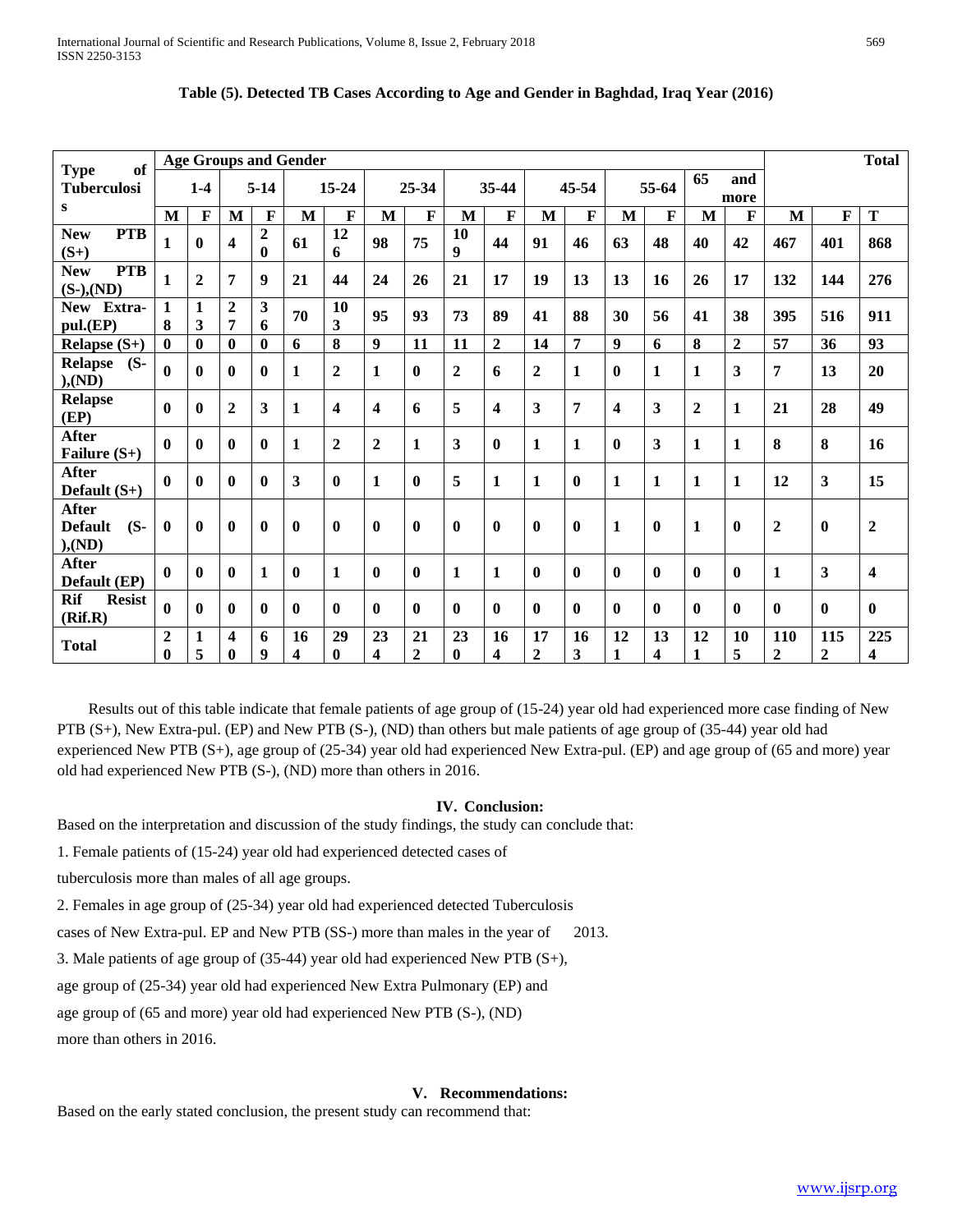**Table (5). Detected TB Cases According to Age and Gender in Baghdad, Iraq Year (2016)**

| Type of Tuberculosis | Age Groups and Gender | | | | | | | | | | | | | | | | Total | | |
|---|---|---|---|---|---|---|---|---|---|---|---|---|---|---|---|---|---|---|---|
| | 1-4 | | 5-14 | | 15-24 | | 25-34 | | 35-44 | | 45-54 | | 55-64 | | 65 and more | | | | |
| | M | F | M | F | M | F | M | F | M | F | M | F | M | F | M | F | M | F | T |
| New PTB (S+) | 1 | 0 | 4 | 20 | 61 | 126 | 98 | 75 | 109 | 44 | 91 | 46 | 63 | 48 | 40 | 42 | 467 | 401 | 868 |
| New PTB (S-),(ND) | 1 | 2 | 7 | 9 | 21 | 44 | 24 | 26 | 21 | 17 | 19 | 13 | 13 | 16 | 26 | 17 | 132 | 144 | 276 |
| New Extra-pul.(EP) | 18 | 13 | 27 | 36 | 70 | 103 | 95 | 93 | 73 | 89 | 41 | 88 | 30 | 56 | 41 | 38 | 395 | 516 | 911 |
| Relapse (S+) | 0 | 0 | 0 | 0 | 6 | 8 | 9 | 11 | 11 | 2 | 14 | 7 | 9 | 6 | 8 | 2 | 57 | 36 | 93 |
| Relapse (S-),(ND) | 0 | 0 | 0 | 0 | 1 | 2 | 1 | 0 | 2 | 6 | 2 | 1 | 0 | 1 | 1 | 3 | 7 | 13 | 20 |
| Relapse (EP) | 0 | 0 | 2 | 3 | 1 | 4 | 4 | 6 | 5 | 4 | 3 | 7 | 4 | 3 | 2 | 1 | 21 | 28 | 49 |
| After Failure (S+) | 0 | 0 | 0 | 0 | 1 | 2 | 2 | 1 | 3 | 0 | 1 | 1 | 0 | 3 | 1 | 1 | 8 | 8 | 16 |
| After Default (S+) | 0 | 0 | 0 | 0 | 3 | 0 | 1 | 0 | 5 | 1 | 1 | 0 | 1 | 1 | 1 | 1 | 12 | 3 | 15 |
| After Default (S-),(ND) | 0 | 0 | 0 | 0 | 0 | 0 | 0 | 0 | 0 | 0 | 0 | 0 | 1 | 0 | 1 | 0 | 2 | 0 | 2 |
| After Default (EP) | 0 | 0 | 0 | 1 | 0 | 1 | 0 | 0 | 1 | 1 | 0 | 0 | 0 | 0 | 0 | 0 | 1 | 3 | 4 |
| Rif Resist (Rif.R) | 0 | 0 | 0 | 0 | 0 | 0 | 0 | 0 | 0 | 0 | 0 | 0 | 0 | 0 | 0 | 0 | 0 | 0 | 0 |
| Total | 20 | 15 | 40 | 69 | 164 | 290 | 234 | 212 | 230 | 164 | 172 | 163 | 121 | 134 | 121 | 105 | 1102 | 1152 | 2254 |

Results out of this table indicate that female patients of age group of (15-24) year old had experienced more case finding of New PTB (S+), New Extra-pul. (EP) and New PTB (S-), (ND) than others but male patients of age group of (35-44) year old had experienced New PTB (S+), age group of (25-34) year old had experienced New Extra-pul. (EP) and age group of (65 and more) year old had experienced New PTB (S-), (ND) more than others in 2016.

## IV. Conclusion:

Based on the interpretation and discussion of the study findings, the study can conclude that:

1. Female patients of (15-24) year old had experienced detected cases of tuberculosis more than males of all age groups.

2. Females in age group of (25-34) year old had experienced detected Tuberculosis cases of New Extra-pul. EP and New PTB (SS-) more than males in the year of 2013.

3. Male patients of age group of (35-44) year old had experienced New PTB (S+), age group of (25-34) year old had experienced New Extra Pulmonary (EP) and age group of (65 and more) year old had experienced New PTB (S-), (ND) more than others in 2016.

## V. Recommendations:

Based on the early stated conclusion, the present study can recommend that: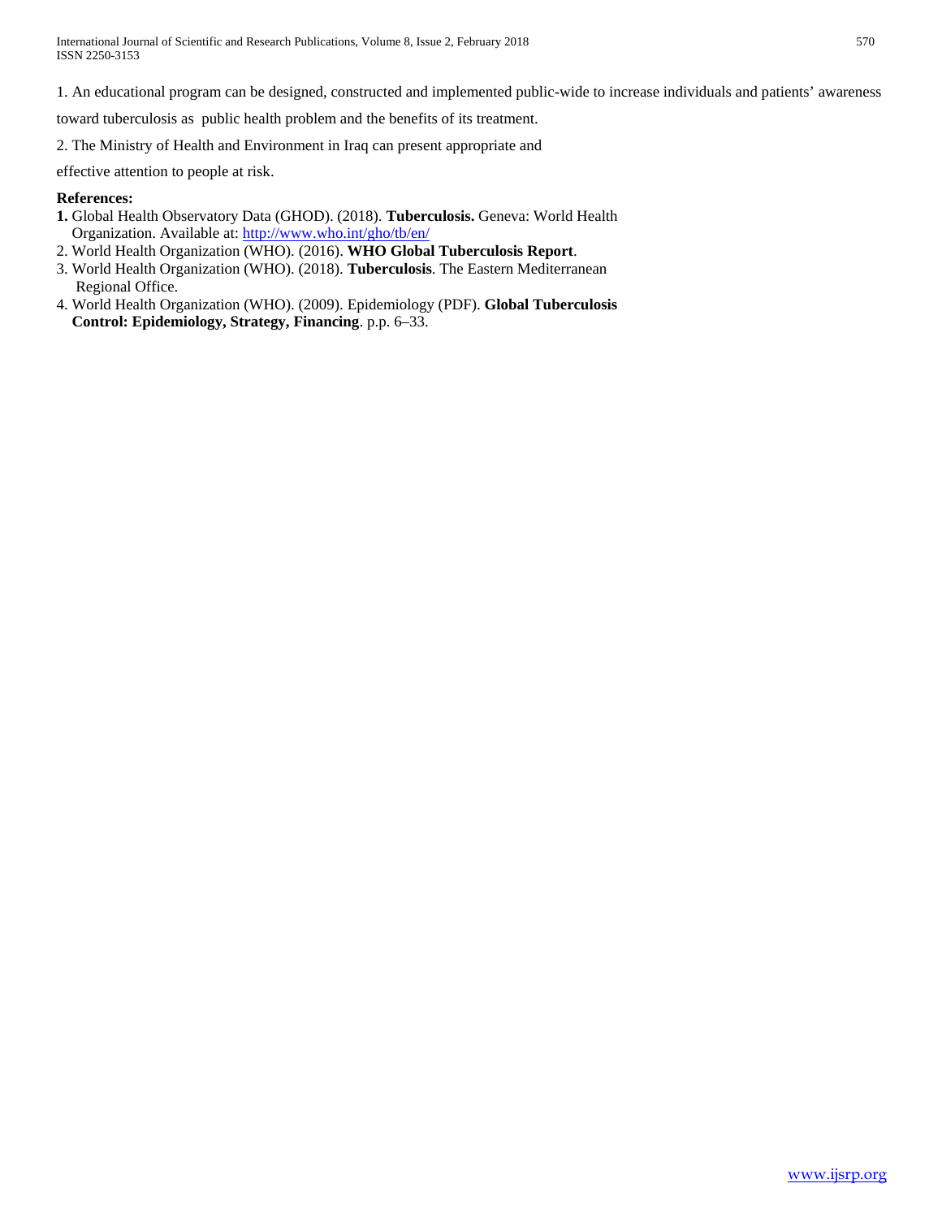1. An educational program can be designed, constructed and implemented public-wide to increase individuals and patients' awareness toward tuberculosis as public health problem and the benefits of its treatment.

2. The Ministry of Health and Environment in Iraq can present appropriate and effective attention to people at risk.

**References:**

**1.** Global Health Observatory Data (GHOD). (2018). **Tuberculosis.** Geneva: World Health Organization. Available at: http://www.who.int/gho/tb/en/

2. World Health Organization (WHO). (2016). **WHO Global Tuberculosis Report**.

3. World Health Organization (WHO). (2018). **Tuberculosis**. The Eastern Mediterranean Regional Office.

4. World Health Organization (WHO). (2009). Epidemiology (PDF). **Global Tuberculosis Control: Epidemiology, Strategy, Financing**. p.p. 6–33.